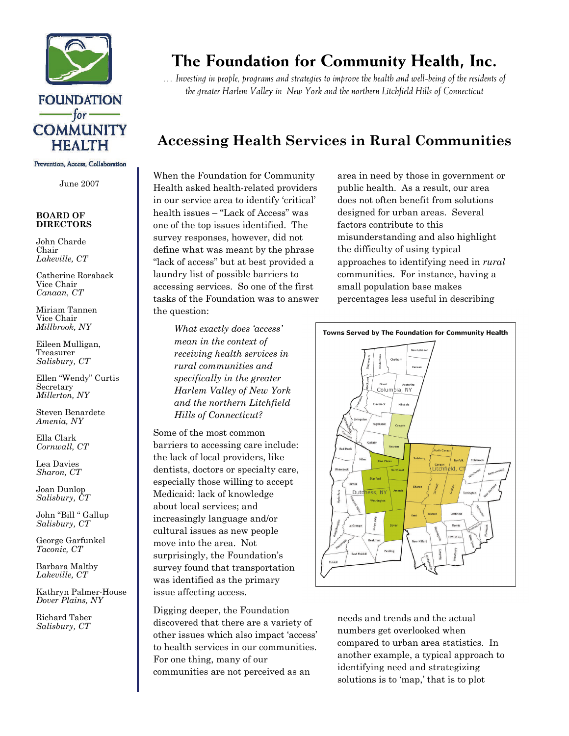FOUNDATION for COMMUNITY HEALTH

Prevention, Access, Collaboration

June 2007

**BOARD OF DIRECTORS**

John Charde
Chair
*Lakeville, CT*

Catherine Roraback
Vice Chair
*Canaan, CT*

Miriam Tannen
Vice Chair
*Millbrook, NY*

Eileen Mulligan,
Treasurer
*Salisbury, CT*

Ellen "Wendy" Curtis
Secretary
*Millerton, NY*

Steven Benardete
*Amenia, NY*

Ella Clark
*Cornwall, CT*

Lea Davies
*Sharon, CT*

Joan Dunlop
*Salisbury, CT*

John "Bill " Gallup
*Salisbury, CT*

George Garfunkel
*Taconic, CT*

Barbara Maltby
*Lakeville, CT*

Kathryn Palmer-House
*Dover Plains, NY*

Richard Taber
*Salisbury, CT*

# The Foundation for Community Health, Inc.

*… Investing in people, programs and strategies to improve the health and well-being of the residents of the greater Harlem Valley in New York and the northern Litchfield Hills of Connecticut*

## Accessing Health Services in Rural Communities

When the Foundation for Community Health asked health-related providers in our service area to identify 'critical' health issues – "Lack of Access" was one of the top issues identified. The survey responses, however, did not define what was meant by the phrase "lack of access" but at best provided a laundry list of possible barriers to accessing services. So one of the first tasks of the Foundation was to answer the question:

> *What exactly does 'access' mean in the context of receiving health services in rural communities and specifically in the greater Harlem Valley of New York and the northern Litchfield Hills of Connecticut?*

Some of the most common barriers to accessing care include: the lack of local providers, like dentists, doctors or specialty care, especially those willing to accept Medicaid: lack of knowledge about local services; and increasingly language and/or cultural issues as new people move into the area. Not surprisingly, the Foundation's survey found that transportation was identified as the primary issue affecting access.

Digging deeper, the Foundation discovered that there are a variety of other issues which also impact 'access' to health services in our communities. For one thing, many of our communities are not perceived as an area in need by those in government or public health. As a result, our area does not often benefit from solutions designed for urban areas. Several factors contribute to this misunderstanding and also highlight the difficulty of using typical approaches to identifying need in *rural* communities. For instance, having a small population base makes percentages less useful in describing needs and trends and the actual numbers get overlooked when compared to urban area statistics. In another example, a typical approach to identifying need and strategizing solutions is to 'map,' that is to plot

**Towns Served by The Foundation for Community Health**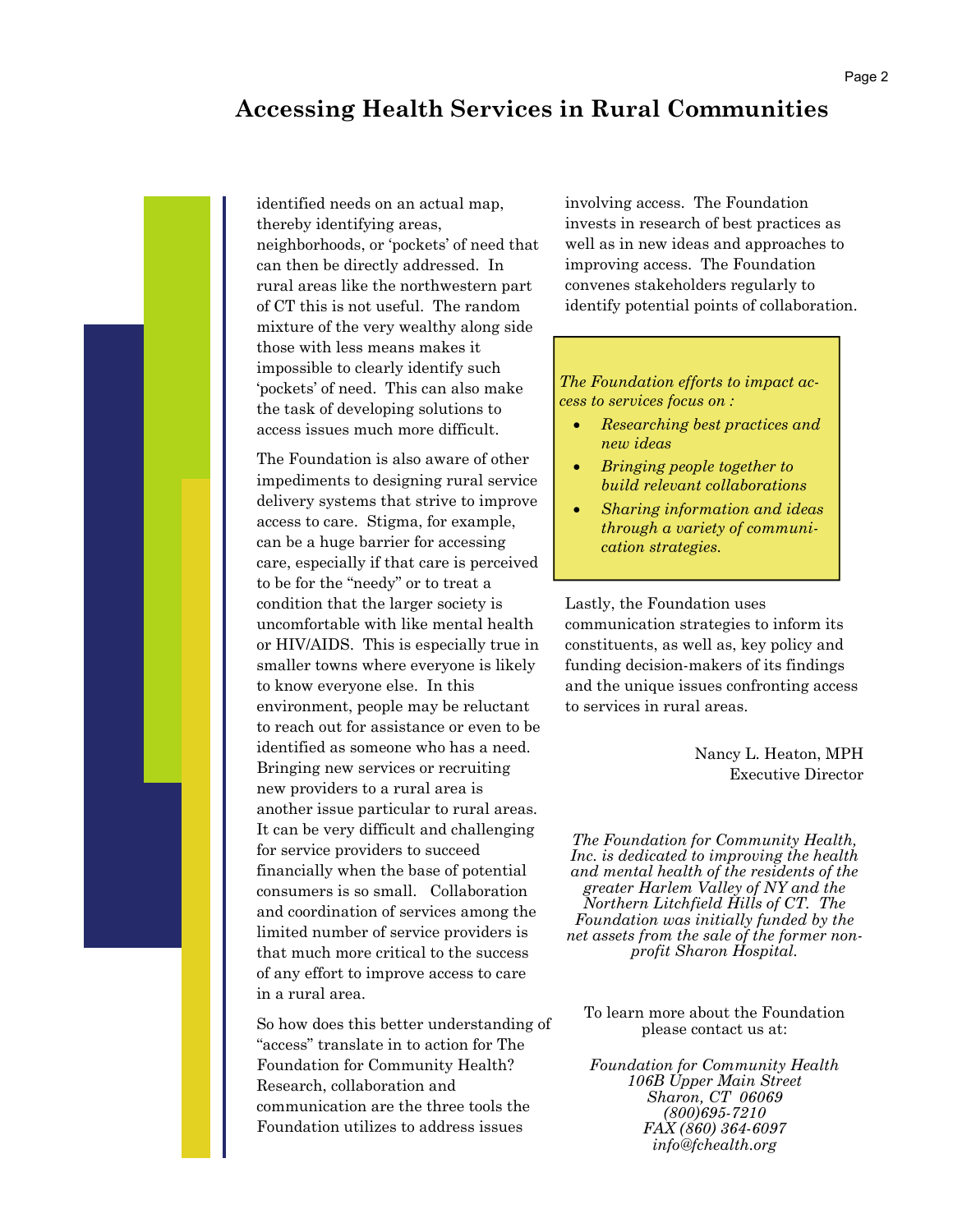# Accessing Health Services in Rural Communities

identified needs on an actual map, thereby identifying areas, neighborhoods, or 'pockets' of need that can then be directly addressed. In rural areas like the northwestern part of CT this is not useful. The random mixture of the very wealthy along side those with less means makes it impossible to clearly identify such 'pockets' of need. This can also make the task of developing solutions to access issues much more difficult.

The Foundation is also aware of other impediments to designing rural service delivery systems that strive to improve access to care. Stigma, for example, can be a huge barrier for accessing care, especially if that care is perceived to be for the "needy" or to treat a condition that the larger society is uncomfortable with like mental health or HIV/AIDS. This is especially true in smaller towns where everyone is likely to know everyone else. In this environment, people may be reluctant to reach out for assistance or even to be identified as someone who has a need. Bringing new services or recruiting new providers to a rural area is another issue particular to rural areas. It can be very difficult and challenging for service providers to succeed financially when the base of potential consumers is so small. Collaboration and coordination of services among the limited number of service providers is that much more critical to the success of any effort to improve access to care in a rural area.

So how does this better understanding of "access" translate in to action for The Foundation for Community Health? Research, collaboration and communication are the three tools the Foundation utilizes to address issues involving access. The Foundation invests in research of best practices as well as in new ideas and approaches to improving access. The Foundation convenes stakeholders regularly to identify potential points of collaboration.

*The Foundation efforts to impact access to services focus on :*

- *Researching best practices and new ideas*
- *Bringing people together to build relevant collaborations*
- *Sharing information and ideas through a variety of communication strategies.*

Lastly, the Foundation uses communication strategies to inform its constituents, as well as, key policy and funding decision-makers of its findings and the unique issues confronting access to services in rural areas.

Nancy L. Heaton, MPH
Executive Director

*The Foundation for Community Health, Inc. is dedicated to improving the health and mental health of the residents of the greater Harlem Valley of NY and the Northern Litchfield Hills of CT. The Foundation was initially funded by the net assets from the sale of the former non-profit Sharon Hospital.*

To learn more about the Foundation please contact us at:

*Foundation for Community Health*
*106B Upper Main Street*
*Sharon, CT 06069*
*(800)695-7210*
*FAX (860) 364-6097*
*info@fchealth.org*